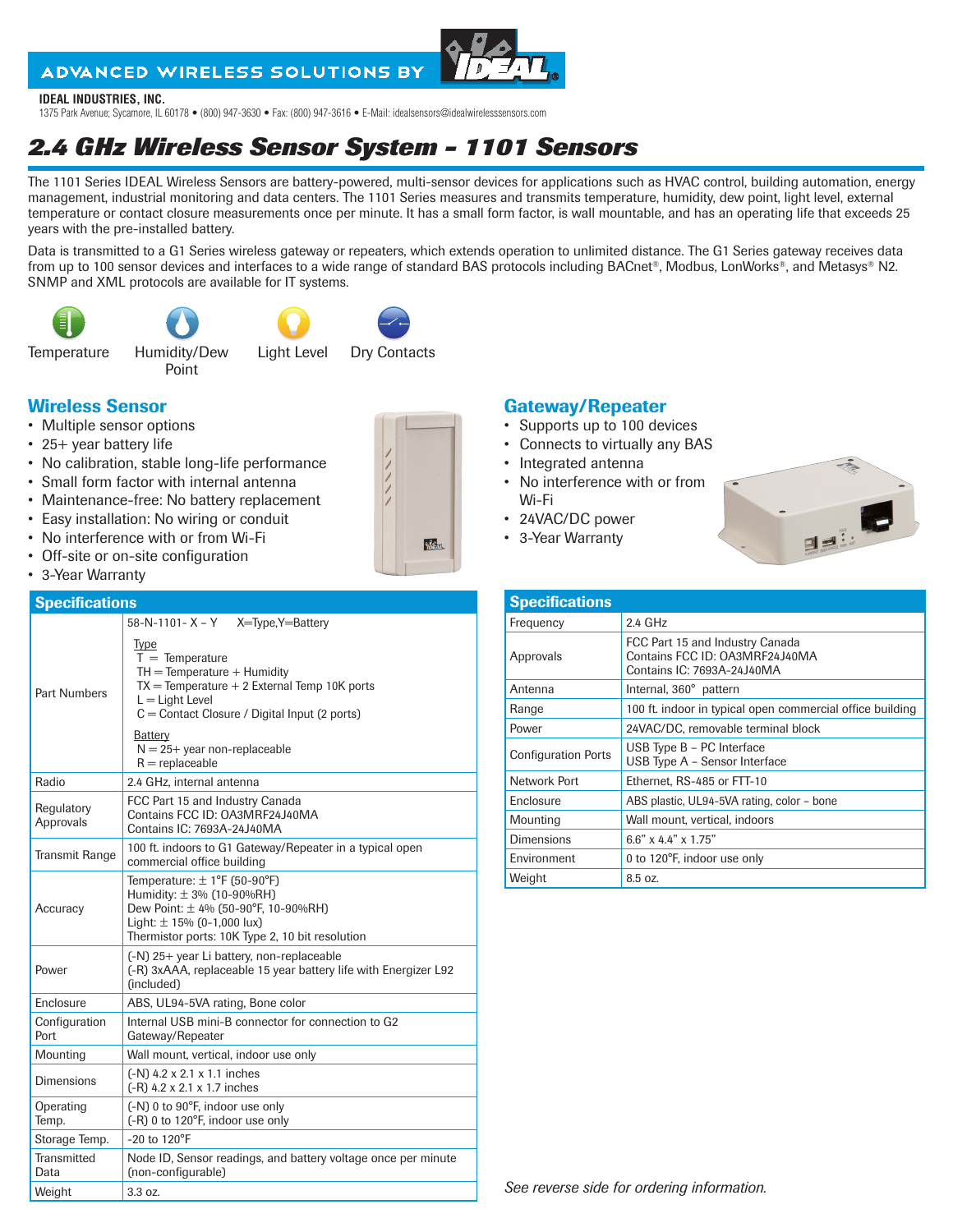ADVANCED WIRELESS SOLUTIONS BY IDEAL

**IDEAL INDUSTRIES, INC.**
1375 Park Avenue; Sycamore, IL 60178 • (800) 947-3630 • Fax: (800) 947-3616 • E-Mail: idealsensors@idealwirelesssensors.com

# 2.4 GHz Wireless Sensor System - 1101 Sensors

The 1101 Series IDEAL Wireless Sensors are battery-powered, multi-sensor devices for applications such as HVAC control, building automation, energy management, industrial monitoring and data centers. The 1101 Series measures and transmits temperature, humidity, dew point, light level, external temperature or contact closure measurements once per minute. It has a small form factor, is wall mountable, and has an operating life that exceeds 25 years with the pre-installed battery.

Data is transmitted to a G1 Series wireless gateway or repeaters, which extends operation to unlimited distance. The G1 Series gateway receives data from up to 100 sensor devices and interfaces to a wide range of standard BAS protocols including BACnet®, Modbus, LonWorks®, and Metasys® N2. SNMP and XML protocols are available for IT systems.

Temperature | Humidity/Dew Point | Light Level | Dry Contacts

## Wireless Sensor

- Multiple sensor options
- 25+ year battery life
- No calibration, stable long-life performance
- Small form factor with internal antenna
- Maintenance-free: No battery replacement
- Easy installation: No wiring or conduit
- No interference with or from Wi-Fi
- Off-site or on-site configuration
- 3-Year Warranty

### Specifications

| Specifications | |
|---|---|
| Part Numbers | 58-N-1101- X – Y X=Type,Y=Battery<br><br>Type<br>T = Temperature<br>TH = Temperature + Humidity<br>TX = Temperature + 2 External Temp 10K ports<br>L = Light Level<br>C = Contact Closure / Digital Input (2 ports)<br><br>Battery<br>N = 25+ year non-replaceable<br>R = replaceable |
| Radio | 2.4 GHz, internal antenna |
| Regulatory Approvals | FCC Part 15 and Industry Canada<br>Contains FCC ID: OA3MRF24J40MA<br>Contains IC: 7693A-24J40MA |
| Transmit Range | 100 ft. indoors to G1 Gateway/Repeater in a typical open commercial office building |
| Accuracy | Temperature: ± 1°F (50-90°F)<br>Humidity: ± 3% (10-90%RH)<br>Dew Point: ± 4% (50-90°F, 10-90%RH)<br>Light: ± 15% (0-1,000 lux)<br>Thermistor ports: 10K Type 2, 10 bit resolution |
| Power | (-N) 25+ year Li battery, non-replaceable<br>(-R) 3xAAA, replaceable 15 year battery life with Energizer L92 (included) |
| Enclosure | ABS, UL94-5VA rating, Bone color |
| Configuration Port | Internal USB mini-B connector for connection to G2 Gateway/Repeater |
| Mounting | Wall mount, vertical, indoor use only |
| Dimensions | (-N) 4.2 x 2.1 x 1.1 inches<br>(-R) 4.2 x 2.1 x 1.7 inches |
| Operating Temp. | (-N) 0 to 90°F, indoor use only<br>(-R) 0 to 120°F, indoor use only |
| Storage Temp. | -20 to 120°F |
| Transmitted Data | Node ID, Sensor readings, and battery voltage once per minute (non-configurable) |
| Weight | 3.3 oz. |

## Gateway/Repeater

- Supports up to 100 devices
- Connects to virtually any BAS
- Integrated antenna
- No interference with or from Wi-Fi
- 24VAC/DC power
- 3-Year Warranty

### Specifications

| Specifications | |
|---|---|
| Frequency | 2.4 GHz |
| Approvals | FCC Part 15 and Industry Canada<br>Contains FCC ID: OA3MRF24J40MA<br>Contains IC: 7693A-24J40MA |
| Antenna | Internal, 360° pattern |
| Range | 100 ft. indoor in typical open commercial office building |
| Power | 24VAC/DC, removable terminal block |
| Configuration Ports | USB Type B – PC Interface<br>USB Type A – Sensor Interface |
| Network Port | Ethernet, RS-485 or FTT-10 |
| Enclosure | ABS plastic, UL94-5VA rating, color – bone |
| Mounting | Wall mount, vertical, indoors |
| Dimensions | 6.6" x 4.4" x 1.75" |
| Environment | 0 to 120°F, indoor use only |
| Weight | 8.5 oz. |

*See reverse side for ordering information.*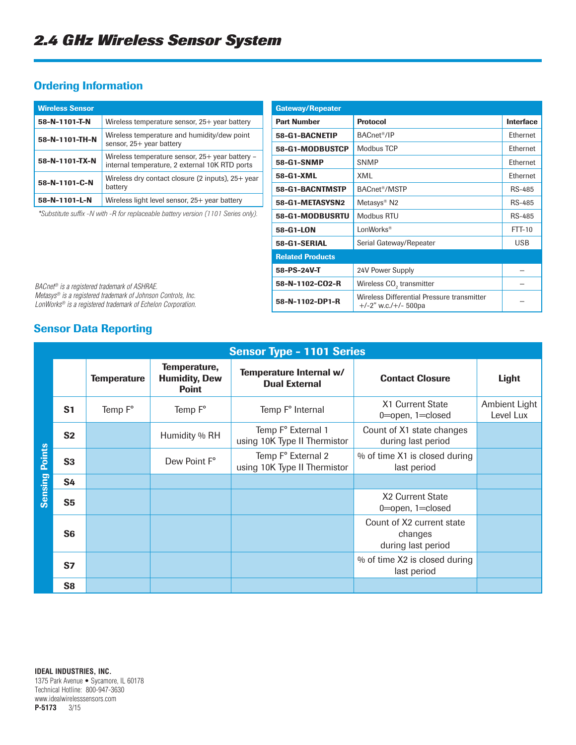# 2.4 GHz Wireless Sensor System

## Ordering Information

| Wireless Sensor | |
|---|---|
| **58-N-1101-T-N** | Wireless temperature sensor, 25+ year battery |
| **58-N-1101-TH-N** | Wireless temperature and humidity/dew point sensor, 25+ year battery |
| **58-N-1101-TX-N** | Wireless temperature sensor, 25+ year battery – internal temperature, 2 external 10K RTD ports |
| **58-N-1101-C-N** | Wireless dry contact closure (2 inputs), 25+ year battery |
| **58-N-1101-L-N** | Wireless light level sensor, 25+ year battery |

*\*Substitute suffix -N with -R for replaceable battery version (1101 Series only).*

| Gateway/Repeater | | |
|---|---|---|
| **Part Number** | **Protocol** | **Interface** |
| **58-G1-BACNETIP** | BACnet®/IP | Ethernet |
| **58-G1-MODBUSTCP** | Modbus TCP | Ethernet |
| **58-G1-SNMP** | SNMP | Ethernet |
| **58-G1-XML** | XML | Ethernet |
| **58-G1-BACNTMSTP** | BACnet®/MSTP | RS-485 |
| **58-G1-METASYSN2** | Metasys® N2 | RS-485 |
| **58-G1-MODBUSRTU** | Modbus RTU | RS-485 |
| **58-G1-LON** | LonWorks® | FTT-10 |
| **58-G1-SERIAL** | Serial Gateway/Repeater | USB |
| **Related Products** | | |
| **58-PS-24V-T** | 24V Power Supply | – |
| **58-N-1102-CO2-R** | Wireless $CO_2$ transmitter | – |
| **58-N-1102-DP1-R** | Wireless Differential Pressure transmitter +/-2" w.c./+/- 500pa | – |

*BACnet® is a registered trademark of ASHRAE.*
*Metasys® is a registered trademark of Johnson Controls, Inc.*
*LonWorks® is a registered trademark of Echelon Corporation.*

## Sensor Data Reporting

**Sensor Type - 1101 Series**

| Sensing Points | Temperature | Temperature, Humidity, Dew Point | Temperature Internal w/ Dual External | Contact Closure | Light |
|---|---|---|---|---|---|
| **S1** | Temp F° | Temp F° | Temp F° Internal | X1 Current State 0=open, 1=closed | Ambient Light Level Lux |
| **S2** | | Humidity % RH | Temp F° External 1 using 10K Type II Thermistor | Count of X1 state changes during last period | |
| **S3** | | Dew Point F° | Temp F° External 2 using 10K Type II Thermistor | % of time X1 is closed during last period | |
| **S4** | | | | | |
| **S5** | | | | X2 Current State 0=open, 1=closed | |
| **S6** | | | | Count of X2 current state changes during last period | |
| **S7** | | | | % of time X2 is closed during last period | |
| **S8** | | | | | |

**IDEAL INDUSTRIES, INC.**
1375 Park Avenue • Sycamore, IL 60178
Technical Hotline: 800-947-3630
www.idealwirelesssensors.com
**P-5173** 3/15